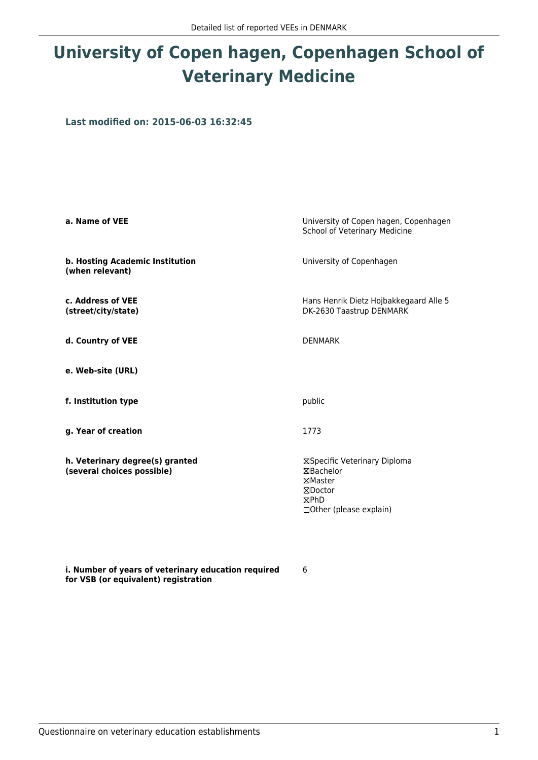# University of Copen hagen, Copenhagen School of Veterinary Medicine

### Last modified on: 2015-06-03 16:32:45

| | |
|---|---|
| **a. Name of VEE** | University of Copen hagen, Copenhagen School of Veterinary Medicine |
| **b. Hosting Academic Institution (when relevant)** | University of Copenhagen |
| **c. Address of VEE (street/city/state)** | Hans Henrik Dietz Hojbakkegaard Alle 5<br>DK-2630 Taastrup DENMARK |
| **d. Country of VEE** | DENMARK |
| **e. Web-site (URL)** | |
| **f. Institution type** | public |
| **g. Year of creation** | 1773 |
| **h. Veterinary degree(s) granted (several choices possible)** | ☒Specific Veterinary Diploma<br>☒Bachelor<br>☒Master<br>☒Doctor<br>☒PhD<br>☐Other (please explain) |
| **i. Number of years of veterinary education required for VSB (or equivalent) registration** | 6 |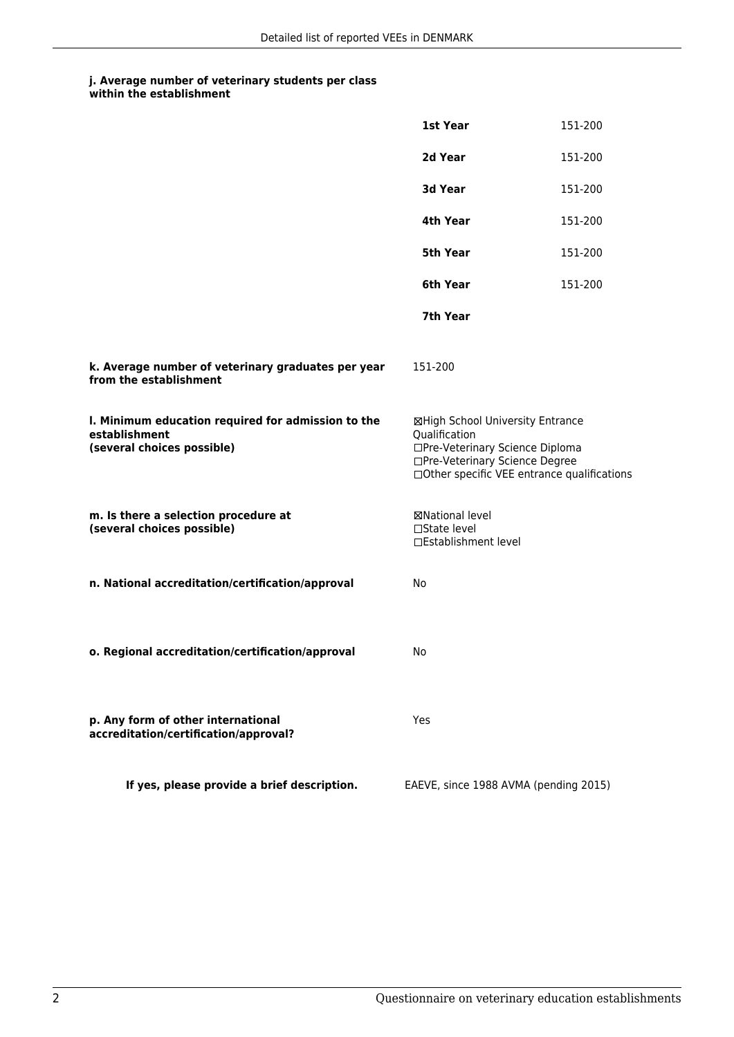**j. Average number of veterinary students per class within the establishment**

| | |
|---|---|
| **1st Year** | 151-200 |
| **2d Year** | 151-200 |
| **3d Year** | 151-200 |
| **4th Year** | 151-200 |
| **5th Year** | 151-200 |
| **6th Year** | 151-200 |
| **7th Year** | |

**k. Average number of veterinary graduates per year from the establishment**

151-200

**l. Minimum education required for admission to the establishment (several choices possible)**

☒High School University Entrance Qualification
☐Pre-Veterinary Science Diploma
☐Pre-Veterinary Science Degree
☐Other specific VEE entrance qualifications

**m. Is there a selection procedure at (several choices possible)**

☒National level
☐State level
☐Establishment level

**n. National accreditation/certification/approval**

No

**o. Regional accreditation/certification/approval**

No

**p. Any form of other international accreditation/certification/approval?**

Yes

**If yes, please provide a brief description.**

EAEVE, since 1988 AVMA (pending 2015)